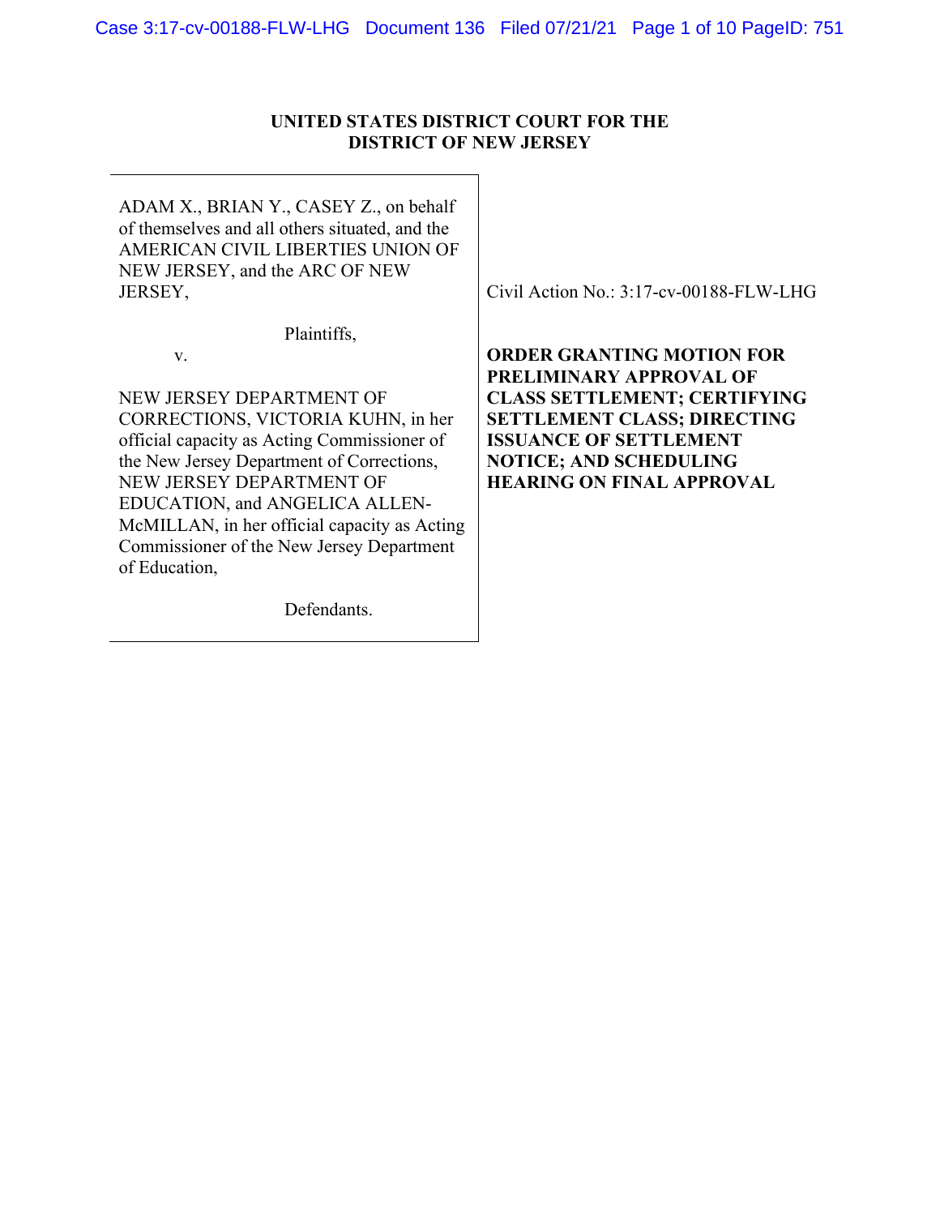# UNITED STATES DISTRICT COURT FOR THE DISTRICT OF NEW JERSEY

ADAM X., BRIAN Y., CASEY Z., on behalf of themselves and all others situated, and the AMERICAN CIVIL LIBERTIES UNION OF NEW JERSEY, and the ARC OF NEW JERSEY,

Plaintiffs,

v.

NEW JERSEY DEPARTMENT OF CORRECTIONS, VICTORIA KUHN, in her official capacity as Acting Commissioner of the New Jersey Department of Corrections, NEW JERSEY DEPARTMENT OF EDUCATION, and ANGELICA ALLEN-McMILLAN, in her official capacity as Acting Commissioner of the New Jersey Department of Education,

Defendants.

Civil Action No.: 3:17-cv-00188-FLW-LHG

**ORDER GRANTING MOTION FOR PRELIMINARY APPROVAL OF CLASS SETTLEMENT; CERTIFYING SETTLEMENT CLASS; DIRECTING ISSUANCE OF SETTLEMENT NOTICE; AND SCHEDULING HEARING ON FINAL APPROVAL**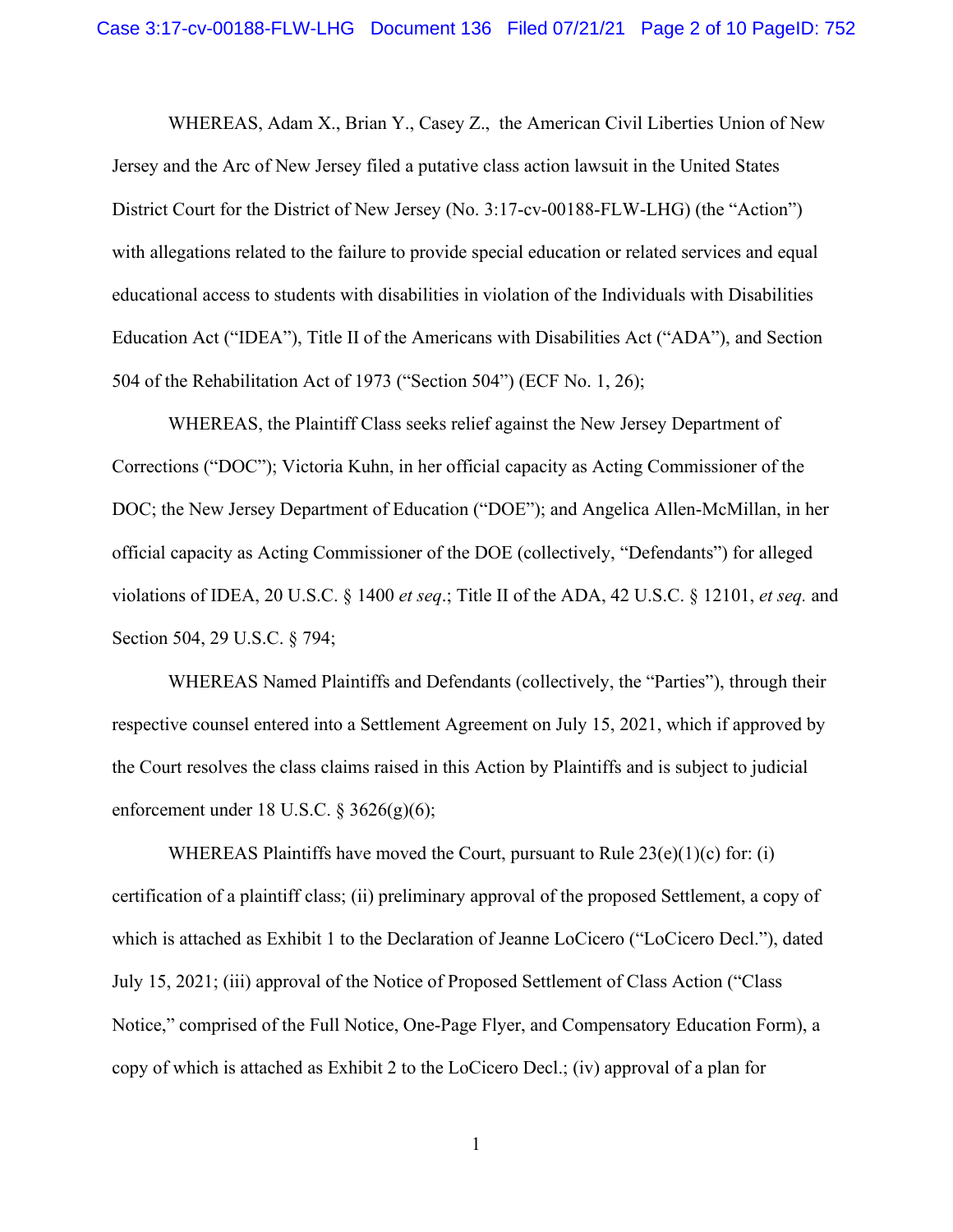WHEREAS, Adam X., Brian Y., Casey Z., the American Civil Liberties Union of New Jersey and the Arc of New Jersey filed a putative class action lawsuit in the United States District Court for the District of New Jersey (No. 3:17-cv-00188-FLW-LHG) (the "Action") with allegations related to the failure to provide special education or related services and equal educational access to students with disabilities in violation of the Individuals with Disabilities Education Act ("IDEA"), Title II of the Americans with Disabilities Act ("ADA"), and Section 504 of the Rehabilitation Act of 1973 ("Section 504") (ECF No. 1, 26);

WHEREAS, the Plaintiff Class seeks relief against the New Jersey Department of Corrections ("DOC"); Victoria Kuhn, in her official capacity as Acting Commissioner of the DOC; the New Jersey Department of Education ("DOE"); and Angelica Allen-McMillan, in her official capacity as Acting Commissioner of the DOE (collectively, "Defendants") for alleged violations of IDEA, 20 U.S.C. § 1400 *et seq*.; Title II of the ADA, 42 U.S.C. § 12101, *et seq.* and Section 504, 29 U.S.C. § 794;

WHEREAS Named Plaintiffs and Defendants (collectively, the "Parties"), through their respective counsel entered into a Settlement Agreement on July 15, 2021, which if approved by the Court resolves the class claims raised in this Action by Plaintiffs and is subject to judicial enforcement under 18 U.S.C. § 3626(g)(6);

WHEREAS Plaintiffs have moved the Court, pursuant to Rule 23(e)(1)(c) for: (i) certification of a plaintiff class; (ii) preliminary approval of the proposed Settlement, a copy of which is attached as Exhibit 1 to the Declaration of Jeanne LoCicero ("LoCicero Decl."), dated July 15, 2021; (iii) approval of the Notice of Proposed Settlement of Class Action ("Class Notice," comprised of the Full Notice, One-Page Flyer, and Compensatory Education Form), a copy of which is attached as Exhibit 2 to the LoCicero Decl.; (iv) approval of a plan for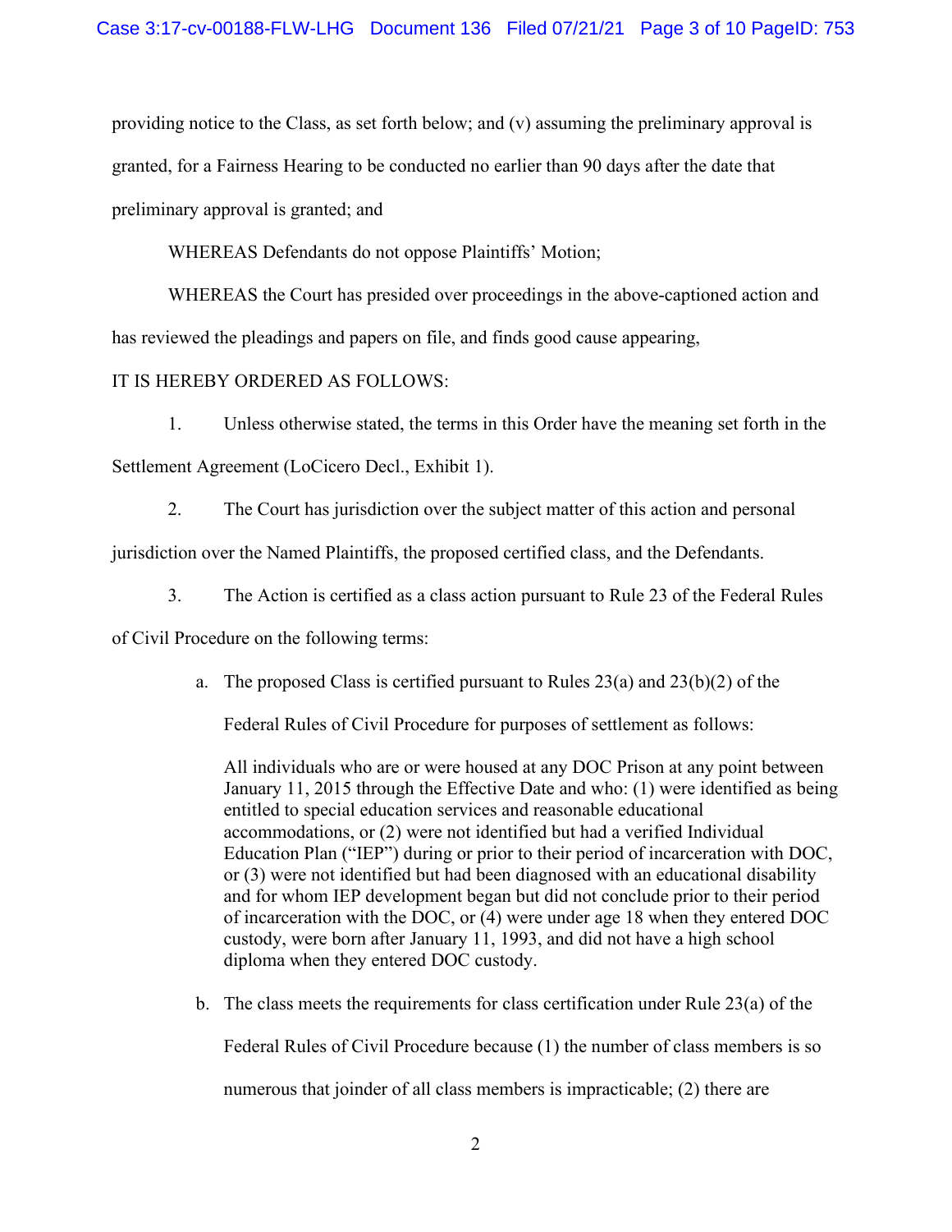providing notice to the Class, as set forth below; and (v) assuming the preliminary approval is granted, for a Fairness Hearing to be conducted no earlier than 90 days after the date that preliminary approval is granted; and

WHEREAS Defendants do not oppose Plaintiffs' Motion;

WHEREAS the Court has presided over proceedings in the above-captioned action and has reviewed the pleadings and papers on file, and finds good cause appearing,

IT IS HEREBY ORDERED AS FOLLOWS:

1. Unless otherwise stated, the terms in this Order have the meaning set forth in the Settlement Agreement (LoCicero Decl., Exhibit 1).

2. The Court has jurisdiction over the subject matter of this action and personal jurisdiction over the Named Plaintiffs, the proposed certified class, and the Defendants.

3. The Action is certified as a class action pursuant to Rule 23 of the Federal Rules of Civil Procedure on the following terms:

   a. The proposed Class is certified pursuant to Rules 23(a) and 23(b)(2) of the Federal Rules of Civil Procedure for purposes of settlement as follows:

      All individuals who are or were housed at any DOC Prison at any point between January 11, 2015 through the Effective Date and who: (1) were identified as being entitled to special education services and reasonable educational accommodations, or (2) were not identified but had a verified Individual Education Plan ("IEP") during or prior to their period of incarceration with DOC, or (3) were not identified but had been diagnosed with an educational disability and for whom IEP development began but did not conclude prior to their period of incarceration with the DOC, or (4) were under age 18 when they entered DOC custody, were born after January 11, 1993, and did not have a high school diploma when they entered DOC custody.

   b. The class meets the requirements for class certification under Rule 23(a) of the Federal Rules of Civil Procedure because (1) the number of class members is so numerous that joinder of all class members is impracticable; (2) there are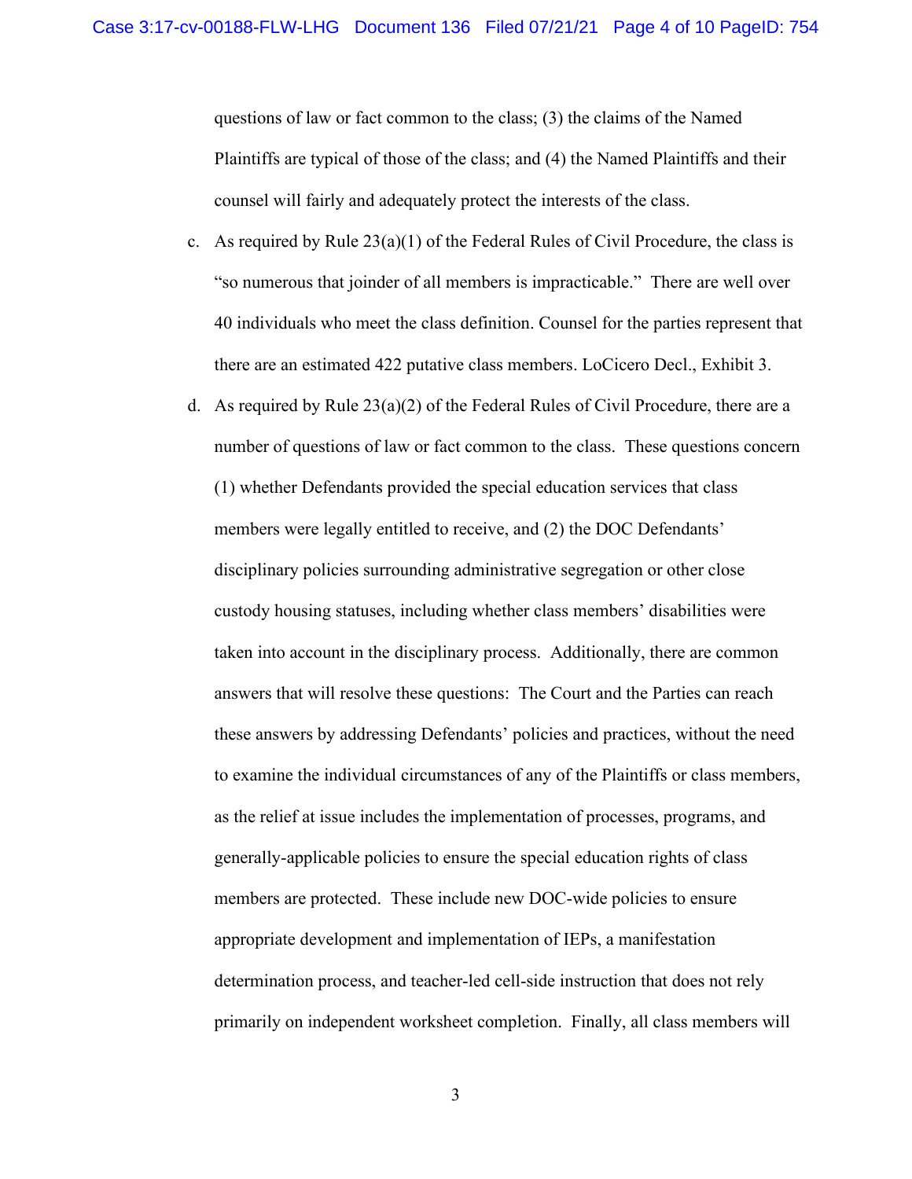questions of law or fact common to the class; (3) the claims of the Named Plaintiffs are typical of those of the class; and (4) the Named Plaintiffs and their counsel will fairly and adequately protect the interests of the class.

c. As required by Rule 23(a)(1) of the Federal Rules of Civil Procedure, the class is "so numerous that joinder of all members is impracticable." There are well over 40 individuals who meet the class definition. Counsel for the parties represent that there are an estimated 422 putative class members. LoCicero Decl., Exhibit 3.

d. As required by Rule 23(a)(2) of the Federal Rules of Civil Procedure, there are a number of questions of law or fact common to the class. These questions concern (1) whether Defendants provided the special education services that class members were legally entitled to receive, and (2) the DOC Defendants' disciplinary policies surrounding administrative segregation or other close custody housing statuses, including whether class members' disabilities were taken into account in the disciplinary process. Additionally, there are common answers that will resolve these questions: The Court and the Parties can reach these answers by addressing Defendants' policies and practices, without the need to examine the individual circumstances of any of the Plaintiffs or class members, as the relief at issue includes the implementation of processes, programs, and generally-applicable policies to ensure the special education rights of class members are protected. These include new DOC-wide policies to ensure appropriate development and implementation of IEPs, a manifestation determination process, and teacher-led cell-side instruction that does not rely primarily on independent worksheet completion. Finally, all class members will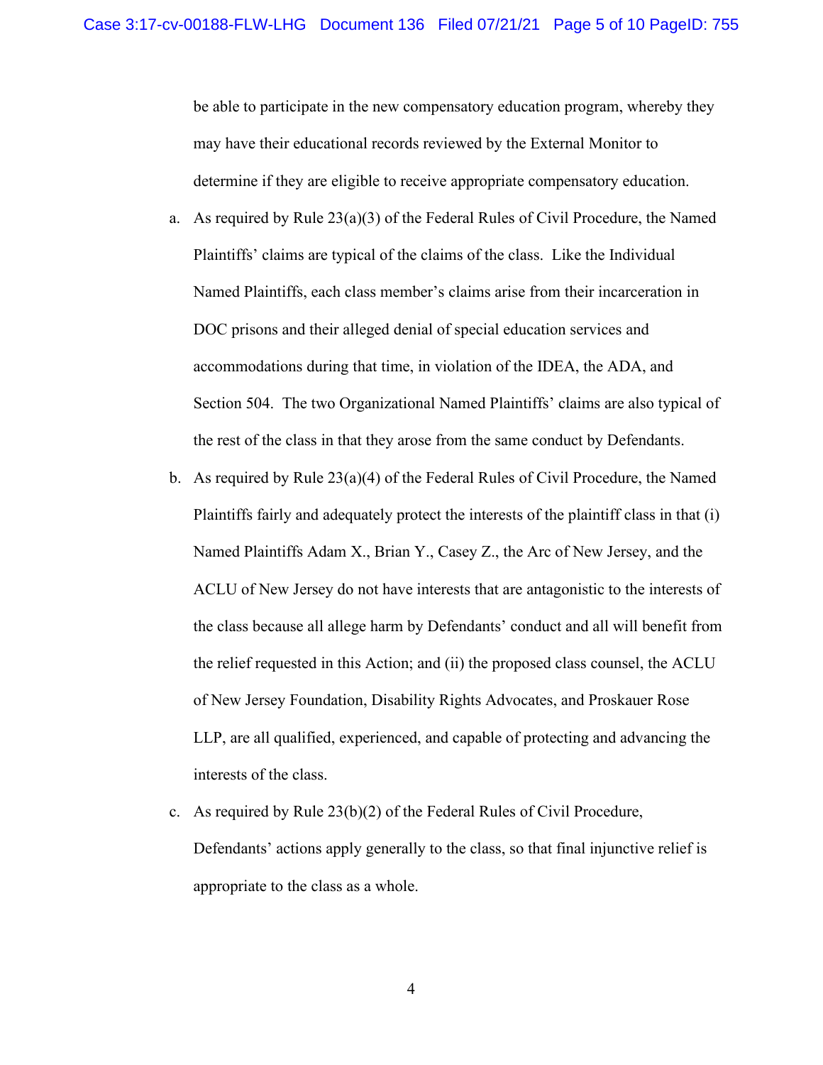be able to participate in the new compensatory education program, whereby they may have their educational records reviewed by the External Monitor to determine if they are eligible to receive appropriate compensatory education.

a. As required by Rule 23(a)(3) of the Federal Rules of Civil Procedure, the Named Plaintiffs' claims are typical of the claims of the class. Like the Individual Named Plaintiffs, each class member's claims arise from their incarceration in DOC prisons and their alleged denial of special education services and accommodations during that time, in violation of the IDEA, the ADA, and Section 504. The two Organizational Named Plaintiffs' claims are also typical of the rest of the class in that they arose from the same conduct by Defendants.

b. As required by Rule 23(a)(4) of the Federal Rules of Civil Procedure, the Named Plaintiffs fairly and adequately protect the interests of the plaintiff class in that (i) Named Plaintiffs Adam X., Brian Y., Casey Z., the Arc of New Jersey, and the ACLU of New Jersey do not have interests that are antagonistic to the interests of the class because all allege harm by Defendants' conduct and all will benefit from the relief requested in this Action; and (ii) the proposed class counsel, the ACLU of New Jersey Foundation, Disability Rights Advocates, and Proskauer Rose LLP, are all qualified, experienced, and capable of protecting and advancing the interests of the class.

c. As required by Rule 23(b)(2) of the Federal Rules of Civil Procedure, Defendants' actions apply generally to the class, so that final injunctive relief is appropriate to the class as a whole.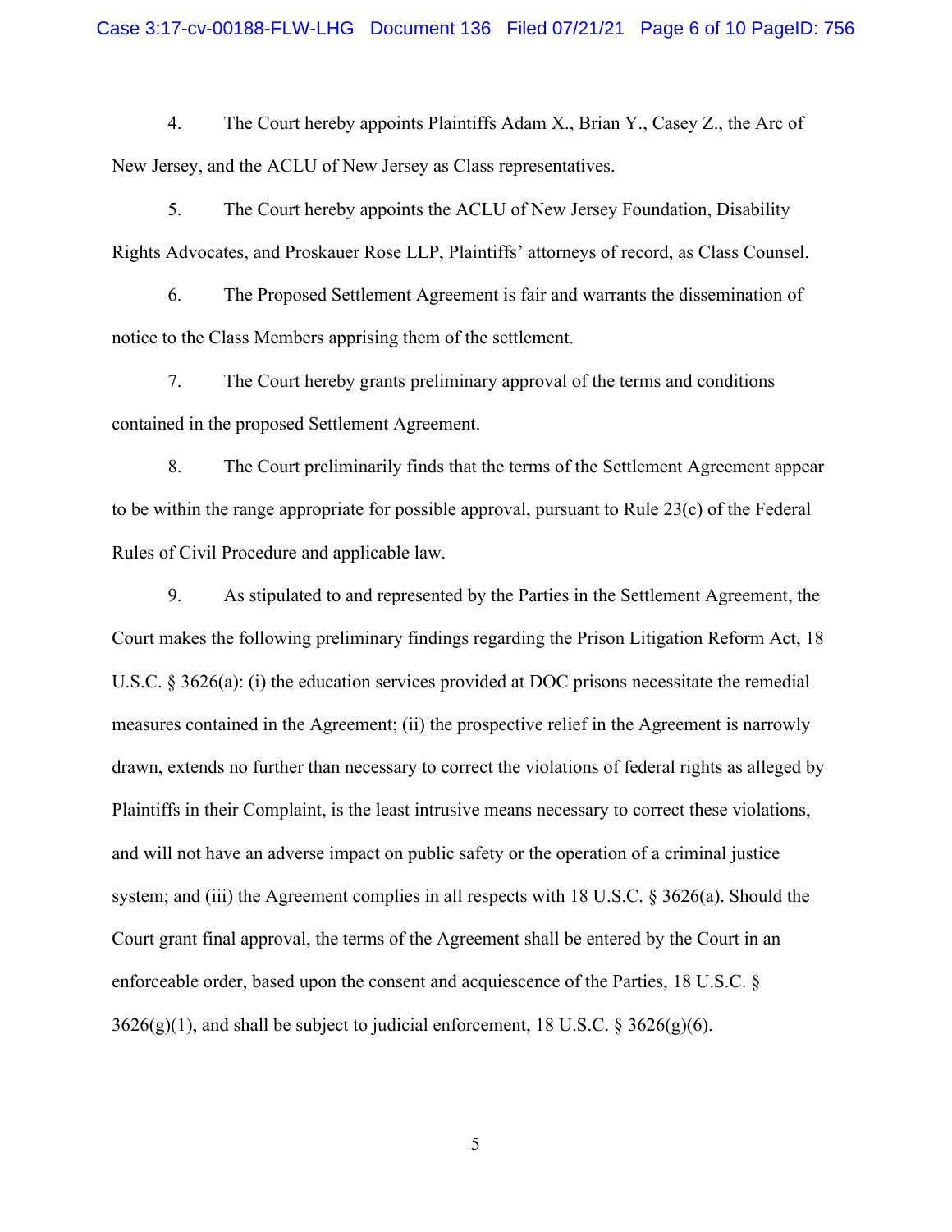4. The Court hereby appoints Plaintiffs Adam X., Brian Y., Casey Z., the Arc of New Jersey, and the ACLU of New Jersey as Class representatives.

5. The Court hereby appoints the ACLU of New Jersey Foundation, Disability Rights Advocates, and Proskauer Rose LLP, Plaintiffs' attorneys of record, as Class Counsel.

6. The Proposed Settlement Agreement is fair and warrants the dissemination of notice to the Class Members apprising them of the settlement.

7. The Court hereby grants preliminary approval of the terms and conditions contained in the proposed Settlement Agreement.

8. The Court preliminarily finds that the terms of the Settlement Agreement appear to be within the range appropriate for possible approval, pursuant to Rule 23(c) of the Federal Rules of Civil Procedure and applicable law.

9. As stipulated to and represented by the Parties in the Settlement Agreement, the Court makes the following preliminary findings regarding the Prison Litigation Reform Act, 18 U.S.C. § 3626(a): (i) the education services provided at DOC prisons necessitate the remedial measures contained in the Agreement; (ii) the prospective relief in the Agreement is narrowly drawn, extends no further than necessary to correct the violations of federal rights as alleged by Plaintiffs in their Complaint, is the least intrusive means necessary to correct these violations, and will not have an adverse impact on public safety or the operation of a criminal justice system; and (iii) the Agreement complies in all respects with 18 U.S.C. § 3626(a). Should the Court grant final approval, the terms of the Agreement shall be entered by the Court in an enforceable order, based upon the consent and acquiescence of the Parties, 18 U.S.C. § 3626(g)(1), and shall be subject to judicial enforcement, 18 U.S.C. § 3626(g)(6).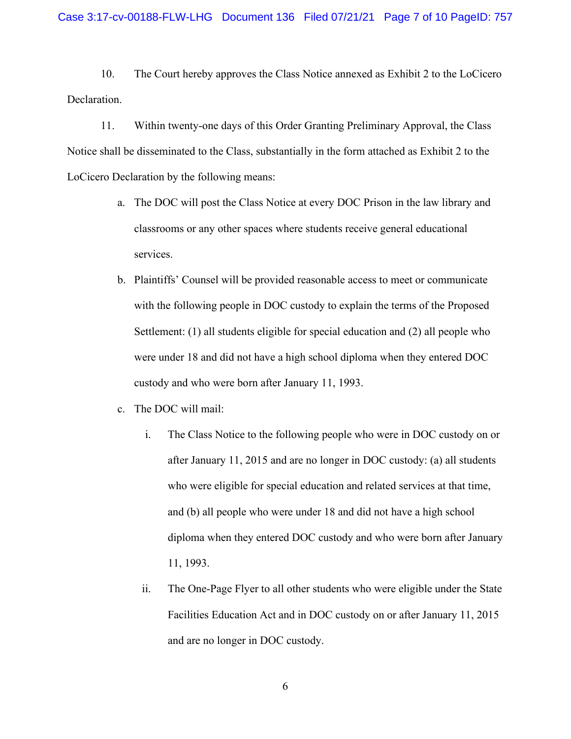10. The Court hereby approves the Class Notice annexed as Exhibit 2 to the LoCicero Declaration.

11. Within twenty-one days of this Order Granting Preliminary Approval, the Class Notice shall be disseminated to the Class, substantially in the form attached as Exhibit 2 to the LoCicero Declaration by the following means:

   a. The DOC will post the Class Notice at every DOC Prison in the law library and classrooms or any other spaces where students receive general educational services.

   b. Plaintiffs' Counsel will be provided reasonable access to meet or communicate with the following people in DOC custody to explain the terms of the Proposed Settlement: (1) all students eligible for special education and (2) all people who were under 18 and did not have a high school diploma when they entered DOC custody and who were born after January 11, 1993.

   c. The DOC will mail:

      i. The Class Notice to the following people who were in DOC custody on or after January 11, 2015 and are no longer in DOC custody: (a) all students who were eligible for special education and related services at that time, and (b) all people who were under 18 and did not have a high school diploma when they entered DOC custody and who were born after January 11, 1993.

      ii. The One-Page Flyer to all other students who were eligible under the State Facilities Education Act and in DOC custody on or after January 11, 2015 and are no longer in DOC custody.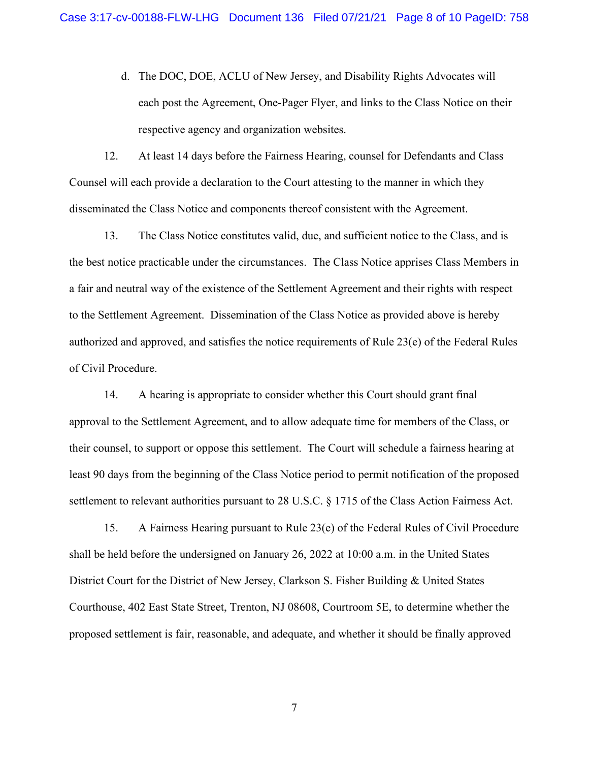d. The DOC, DOE, ACLU of New Jersey, and Disability Rights Advocates will each post the Agreement, One-Pager Flyer, and links to the Class Notice on their respective agency and organization websites.

12. At least 14 days before the Fairness Hearing, counsel for Defendants and Class Counsel will each provide a declaration to the Court attesting to the manner in which they disseminated the Class Notice and components thereof consistent with the Agreement.

13. The Class Notice constitutes valid, due, and sufficient notice to the Class, and is the best notice practicable under the circumstances. The Class Notice apprises Class Members in a fair and neutral way of the existence of the Settlement Agreement and their rights with respect to the Settlement Agreement. Dissemination of the Class Notice as provided above is hereby authorized and approved, and satisfies the notice requirements of Rule 23(e) of the Federal Rules of Civil Procedure.

14. A hearing is appropriate to consider whether this Court should grant final approval to the Settlement Agreement, and to allow adequate time for members of the Class, or their counsel, to support or oppose this settlement. The Court will schedule a fairness hearing at least 90 days from the beginning of the Class Notice period to permit notification of the proposed settlement to relevant authorities pursuant to 28 U.S.C. § 1715 of the Class Action Fairness Act.

15. A Fairness Hearing pursuant to Rule 23(e) of the Federal Rules of Civil Procedure shall be held before the undersigned on January 26, 2022 at 10:00 a.m. in the United States District Court for the District of New Jersey, Clarkson S. Fisher Building & United States Courthouse, 402 East State Street, Trenton, NJ 08608, Courtroom 5E, to determine whether the proposed settlement is fair, reasonable, and adequate, and whether it should be finally approved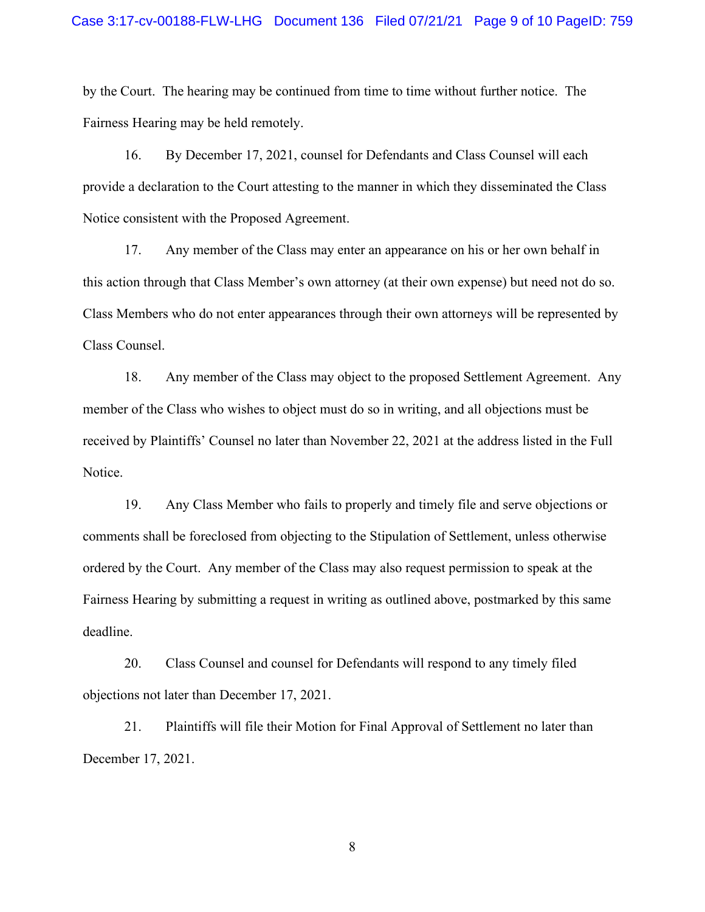by the Court. The hearing may be continued from time to time without further notice. The Fairness Hearing may be held remotely.

16. By December 17, 2021, counsel for Defendants and Class Counsel will each provide a declaration to the Court attesting to the manner in which they disseminated the Class Notice consistent with the Proposed Agreement.

17. Any member of the Class may enter an appearance on his or her own behalf in this action through that Class Member's own attorney (at their own expense) but need not do so. Class Members who do not enter appearances through their own attorneys will be represented by Class Counsel.

18. Any member of the Class may object to the proposed Settlement Agreement. Any member of the Class who wishes to object must do so in writing, and all objections must be received by Plaintiffs' Counsel no later than November 22, 2021 at the address listed in the Full Notice.

19. Any Class Member who fails to properly and timely file and serve objections or comments shall be foreclosed from objecting to the Stipulation of Settlement, unless otherwise ordered by the Court. Any member of the Class may also request permission to speak at the Fairness Hearing by submitting a request in writing as outlined above, postmarked by this same deadline.

20. Class Counsel and counsel for Defendants will respond to any timely filed objections not later than December 17, 2021.

21. Plaintiffs will file their Motion for Final Approval of Settlement no later than December 17, 2021.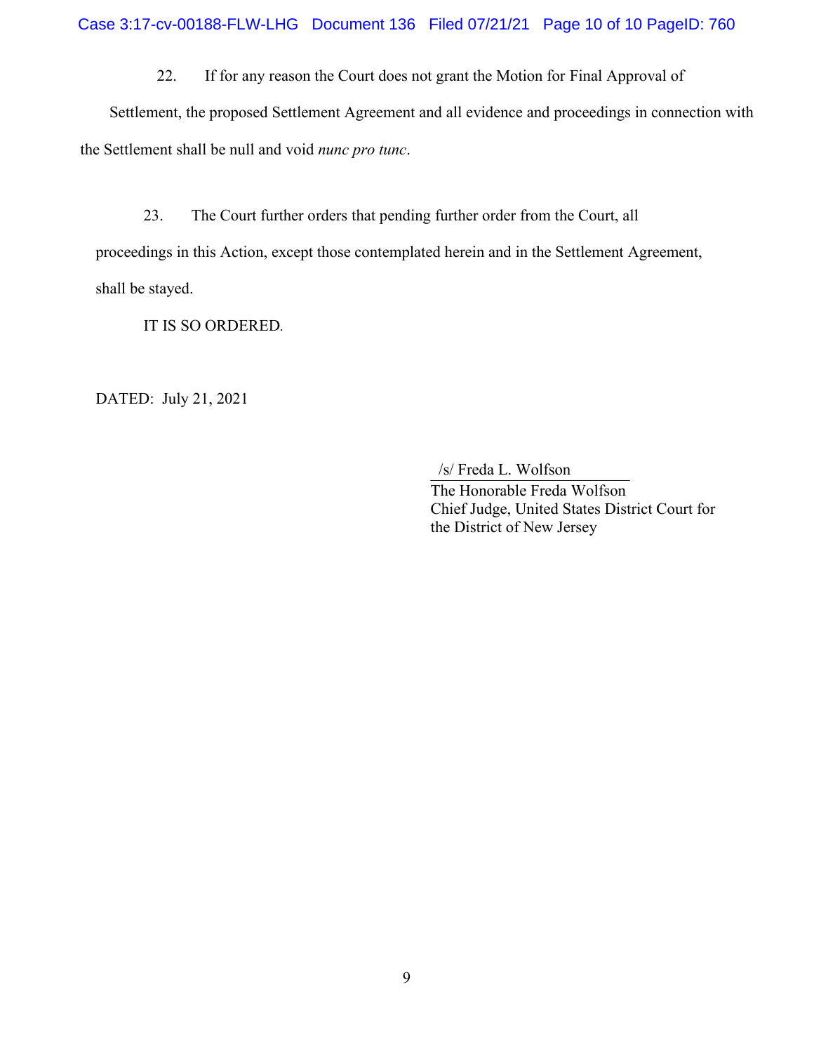22. If for any reason the Court does not grant the Motion for Final Approval of Settlement, the proposed Settlement Agreement and all evidence and proceedings in connection with the Settlement shall be null and void *nunc pro tunc*.

23. The Court further orders that pending further order from the Court, all proceedings in this Action, except those contemplated herein and in the Settlement Agreement, shall be stayed.

IT IS SO ORDERED.

DATED: July 21, 2021

/s/ Freda L. Wolfson
The Honorable Freda Wolfson
Chief Judge, United States District Court for the District of New Jersey